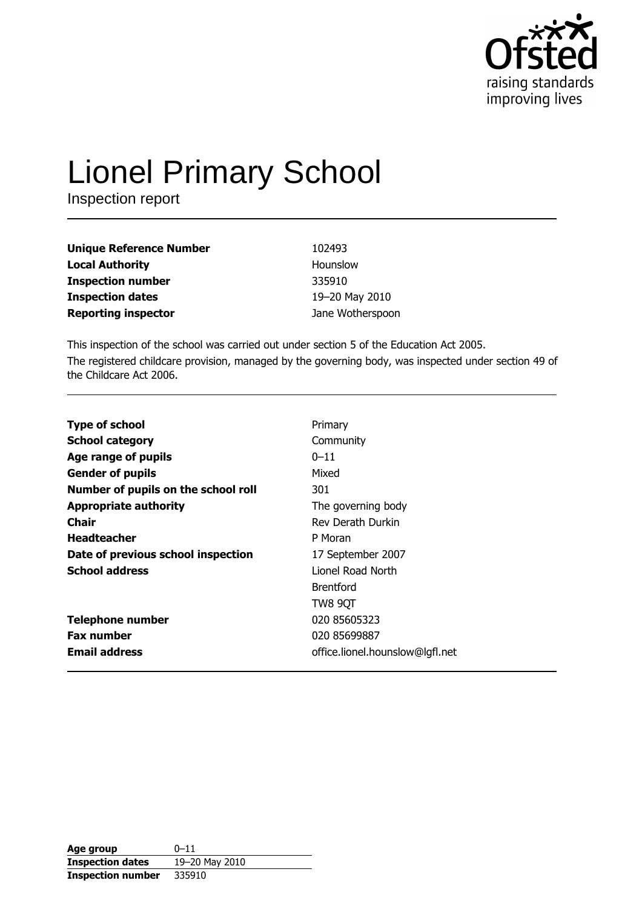Ofsted
raising standards
improving lives

# Lionel Primary School

Inspection report

| | |
|---|---|
| **Unique Reference Number** | 102493 |
| **Local Authority** | Hounslow |
| **Inspection number** | 335910 |
| **Inspection dates** | 19–20 May 2010 |
| **Reporting inspector** | Jane Wotherspoon |

This inspection of the school was carried out under section 5 of the Education Act 2005.

The registered childcare provision, managed by the governing body, was inspected under section 49 of the Childcare Act 2006.

| | |
|---|---|
| **Type of school** | Primary |
| **School category** | Community |
| **Age range of pupils** | 0–11 |
| **Gender of pupils** | Mixed |
| **Number of pupils on the school roll** | 301 |
| **Appropriate authority** | The governing body |
| **Chair** | Rev Derath Durkin |
| **Headteacher** | P Moran |
| **Date of previous school inspection** | 17 September 2007 |
| **School address** | Lionel Road North<br>Brentford<br>TW8 9QT |
| **Telephone number** | 020 85605323 |
| **Fax number** | 020 85699887 |
| **Email address** | office.lionel.hounslow@lgfl.net |

| | |
|---|---|
| **Age group** | 0–11 |
| **Inspection dates** | 19–20 May 2010 |
| **Inspection number** | 335910 |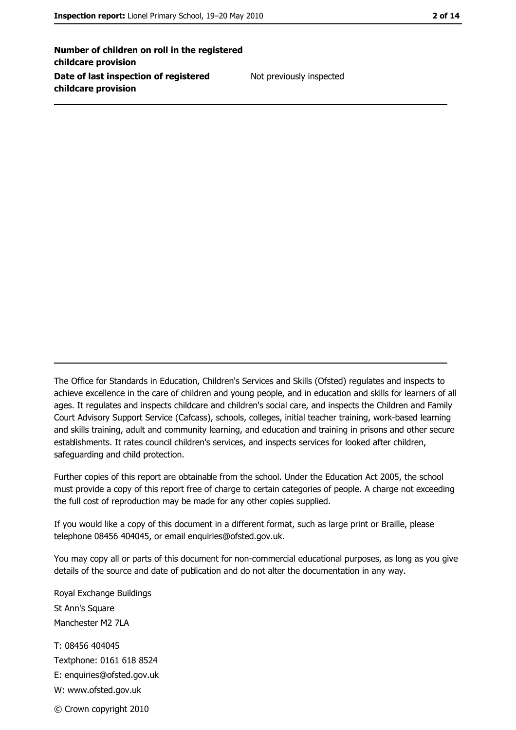| | |
|---|---|
| **Number of children on roll in the registered childcare provision** | |
| **Date of last inspection of registered childcare provision** | Not previously inspected |

The Office for Standards in Education, Children's Services and Skills (Ofsted) regulates and inspects to achieve excellence in the care of children and young people, and in education and skills for learners of all ages. It regulates and inspects childcare and children's social care, and inspects the Children and Family Court Advisory Support Service (Cafcass), schools, colleges, initial teacher training, work-based learning and skills training, adult and community learning, and education and training in prisons and other secure establishments. It rates council children's services, and inspects services for looked after children, safeguarding and child protection.

Further copies of this report are obtainable from the school. Under the Education Act 2005, the school must provide a copy of this report free of charge to certain categories of people. A charge not exceeding the full cost of reproduction may be made for any other copies supplied.

If you would like a copy of this document in a different format, such as large print or Braille, please telephone 08456 404045, or email enquiries@ofsted.gov.uk.

You may copy all or parts of this document for non-commercial educational purposes, as long as you give details of the source and date of publication and do not alter the documentation in any way.

Royal Exchange Buildings
St Ann's Square
Manchester M2 7LA

T: 08456 404045
Textphone: 0161 618 8524
E: enquiries@ofsted.gov.uk
W: www.ofsted.gov.uk

© Crown copyright 2010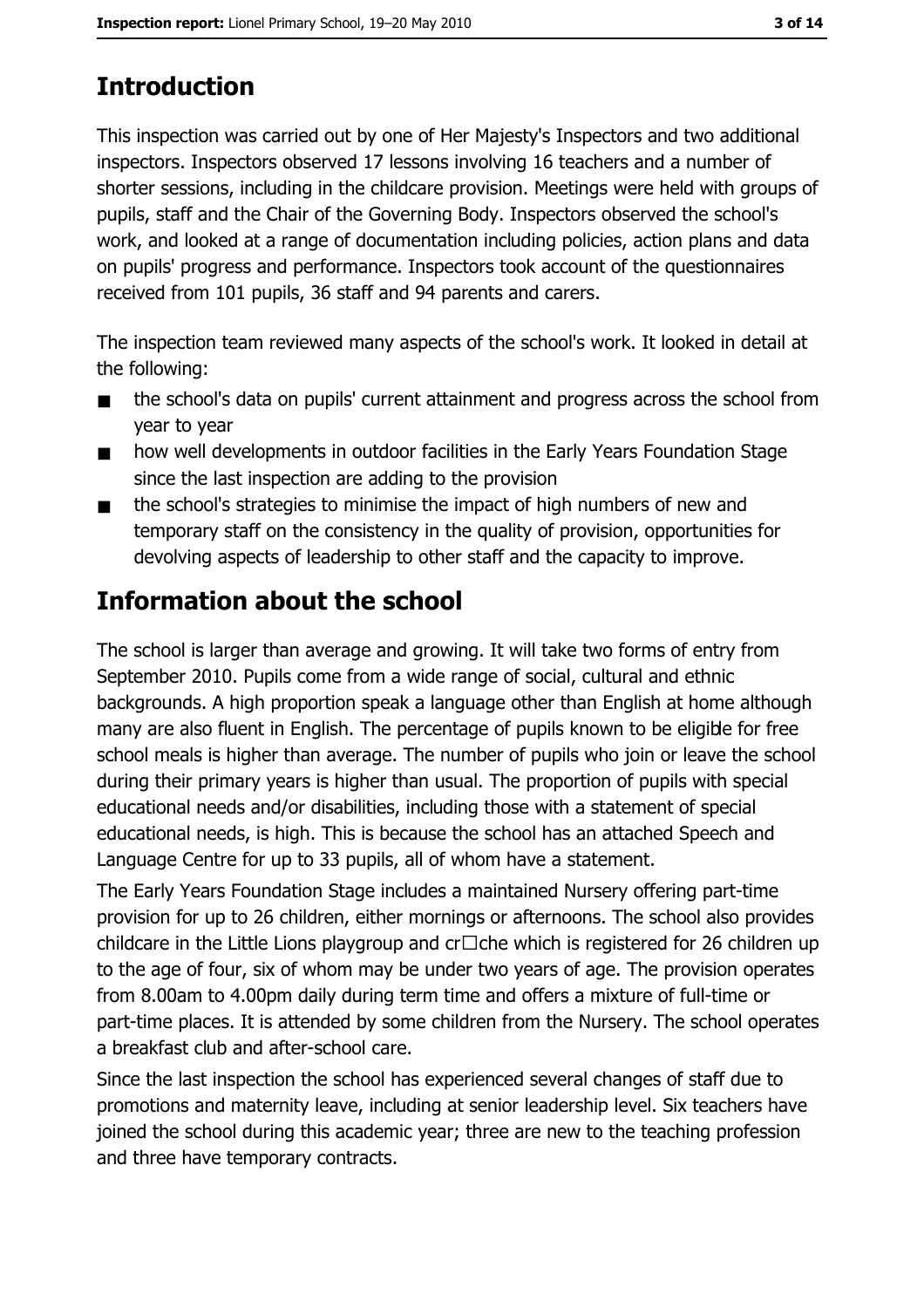## Introduction

This inspection was carried out by one of Her Majesty's Inspectors and two additional inspectors. Inspectors observed 17 lessons involving 16 teachers and a number of shorter sessions, including in the childcare provision. Meetings were held with groups of pupils, staff and the Chair of the Governing Body. Inspectors observed the school's work, and looked at a range of documentation including policies, action plans and data on pupils' progress and performance. Inspectors took account of the questionnaires received from 101 pupils, 36 staff and 94 parents and carers.

The inspection team reviewed many aspects of the school's work. It looked in detail at the following:

- the school's data on pupils' current attainment and progress across the school from year to year
- how well developments in outdoor facilities in the Early Years Foundation Stage since the last inspection are adding to the provision
- the school's strategies to minimise the impact of high numbers of new and temporary staff on the consistency in the quality of provision, opportunities for devolving aspects of leadership to other staff and the capacity to improve.

## Information about the school

The school is larger than average and growing. It will take two forms of entry from September 2010. Pupils come from a wide range of social, cultural and ethnic backgrounds. A high proportion speak a language other than English at home although many are also fluent in English. The percentage of pupils known to be eligible for free school meals is higher than average. The number of pupils who join or leave the school during their primary years is higher than usual. The proportion of pupils with special educational needs and/or disabilities, including those with a statement of special educational needs, is high. This is because the school has an attached Speech and Language Centre for up to 33 pupils, all of whom have a statement.

The Early Years Foundation Stage includes a maintained Nursery offering part-time provision for up to 26 children, either mornings or afternoons. The school also provides childcare in the Little Lions playgroup and crèche which is registered for 26 children up to the age of four, six of whom may be under two years of age. The provision operates from 8.00am to 4.00pm daily during term time and offers a mixture of full-time or part-time places. It is attended by some children from the Nursery. The school operates a breakfast club and after-school care.

Since the last inspection the school has experienced several changes of staff due to promotions and maternity leave, including at senior leadership level. Six teachers have joined the school during this academic year; three are new to the teaching profession and three have temporary contracts.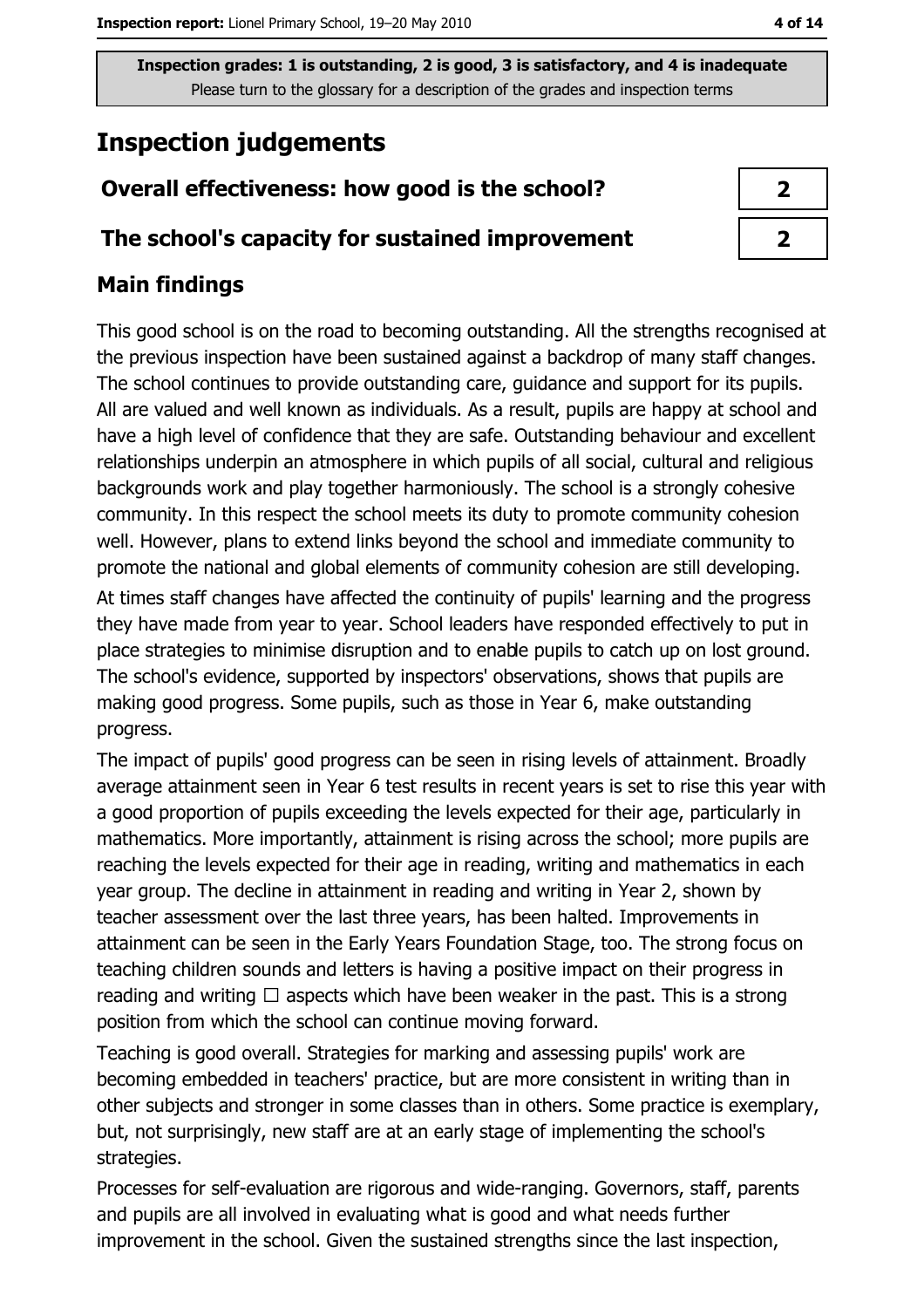Inspection grades: 1 is outstanding, 2 is good, 3 is satisfactory, and 4 is inadequate
Please turn to the glossary for a description of the grades and inspection terms

# Inspection judgements

| | |
|---|---|
| **Overall effectiveness: how good is the school?** | 2 |
| **The school's capacity for sustained improvement** | 2 |

## Main findings

This good school is on the road to becoming outstanding. All the strengths recognised at the previous inspection have been sustained against a backdrop of many staff changes. The school continues to provide outstanding care, guidance and support for its pupils. All are valued and well known as individuals. As a result, pupils are happy at school and have a high level of confidence that they are safe. Outstanding behaviour and excellent relationships underpin an atmosphere in which pupils of all social, cultural and religious backgrounds work and play together harmoniously. The school is a strongly cohesive community. In this respect the school meets its duty to promote community cohesion well. However, plans to extend links beyond the school and immediate community to promote the national and global elements of community cohesion are still developing.

At times staff changes have affected the continuity of pupils' learning and the progress they have made from year to year. School leaders have responded effectively to put in place strategies to minimise disruption and to enable pupils to catch up on lost ground. The school's evidence, supported by inspectors' observations, shows that pupils are making good progress. Some pupils, such as those in Year 6, make outstanding progress.

The impact of pupils' good progress can be seen in rising levels of attainment. Broadly average attainment seen in Year 6 test results in recent years is set to rise this year with a good proportion of pupils exceeding the levels expected for their age, particularly in mathematics. More importantly, attainment is rising across the school; more pupils are reaching the levels expected for their age in reading, writing and mathematics in each year group. The decline in attainment in reading and writing in Year 2, shown by teacher assessment over the last three years, has been halted. Improvements in attainment can be seen in the Early Years Foundation Stage, too. The strong focus on teaching children sounds and letters is having a positive impact on their progress in reading and writing ☐ aspects which have been weaker in the past. This is a strong position from which the school can continue moving forward.

Teaching is good overall. Strategies for marking and assessing pupils' work are becoming embedded in teachers' practice, but are more consistent in writing than in other subjects and stronger in some classes than in others. Some practice is exemplary, but, not surprisingly, new staff are at an early stage of implementing the school's strategies.

Processes for self-evaluation are rigorous and wide-ranging. Governors, staff, parents and pupils are all involved in evaluating what is good and what needs further improvement in the school. Given the sustained strengths since the last inspection,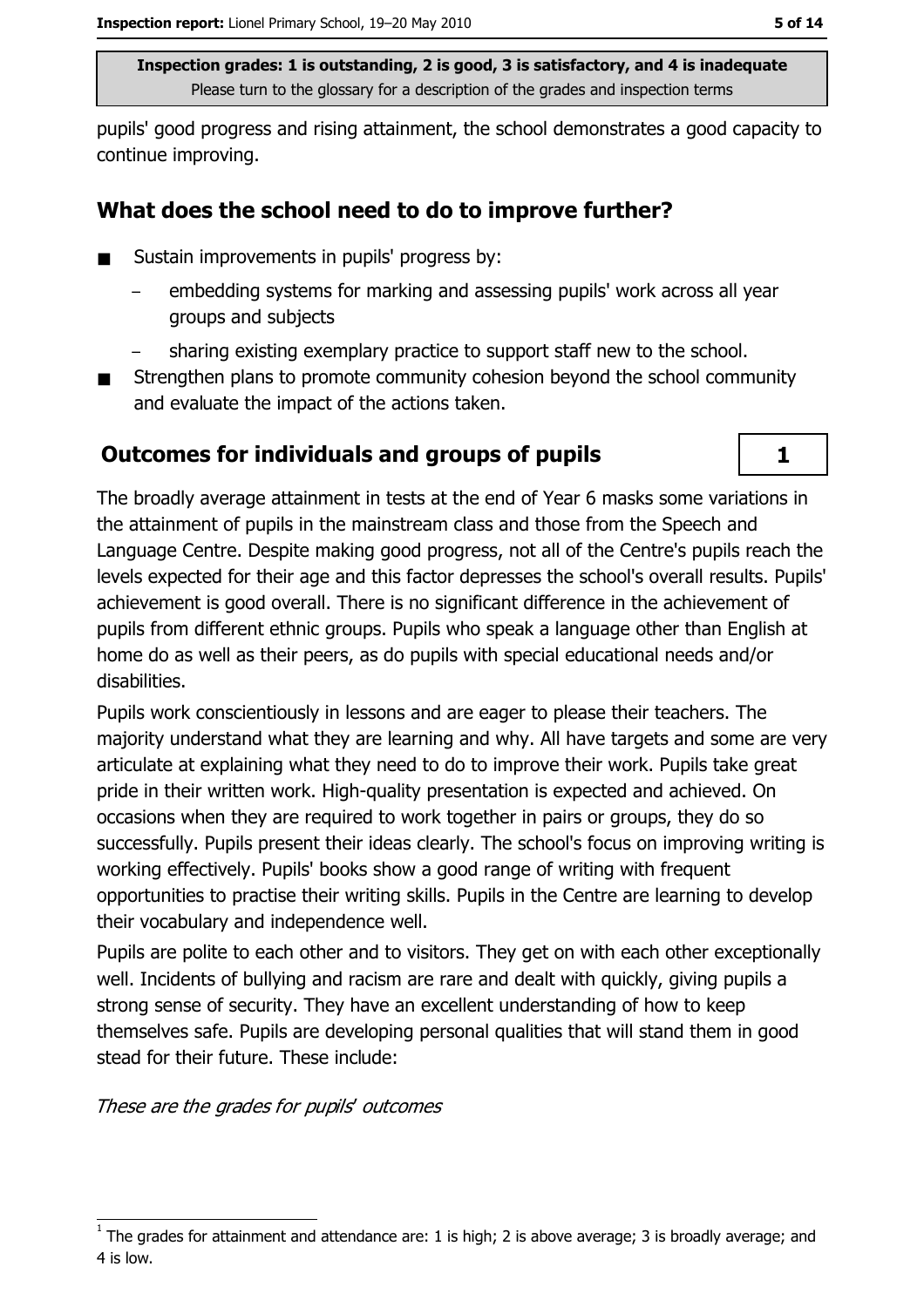pupils' good progress and rising attainment, the school demonstrates a good capacity to continue improving.

## What does the school need to do to improve further?

- Sustain improvements in pupils' progress by:
  - embedding systems for marking and assessing pupils' work across all year groups and subjects
  - sharing existing exemplary practice to support staff new to the school.
- Strengthen plans to promote community cohesion beyond the school community and evaluate the impact of the actions taken.

## Outcomes for individuals and groups of pupils

**1**

The broadly average attainment in tests at the end of Year 6 masks some variations in the attainment of pupils in the mainstream class and those from the Speech and Language Centre. Despite making good progress, not all of the Centre's pupils reach the levels expected for their age and this factor depresses the school's overall results. Pupils' achievement is good overall. There is no significant difference in the achievement of pupils from different ethnic groups. Pupils who speak a language other than English at home do as well as their peers, as do pupils with special educational needs and/or disabilities.

Pupils work conscientiously in lessons and are eager to please their teachers. The majority understand what they are learning and why. All have targets and some are very articulate at explaining what they need to do to improve their work. Pupils take great pride in their written work. High-quality presentation is expected and achieved. On occasions when they are required to work together in pairs or groups, they do so successfully. Pupils present their ideas clearly. The school's focus on improving writing is working effectively. Pupils' books show a good range of writing with frequent opportunities to practise their writing skills. Pupils in the Centre are learning to develop their vocabulary and independence well.

Pupils are polite to each other and to visitors. They get on with each other exceptionally well. Incidents of bullying and racism are rare and dealt with quickly, giving pupils a strong sense of security. They have an excellent understanding of how to keep themselves safe. Pupils are developing personal qualities that will stand them in good stead for their future. These include:

*These are the grades for pupils' outcomes*

[1] The grades for attainment and attendance are: 1 is high; 2 is above average; 3 is broadly average; and 4 is low.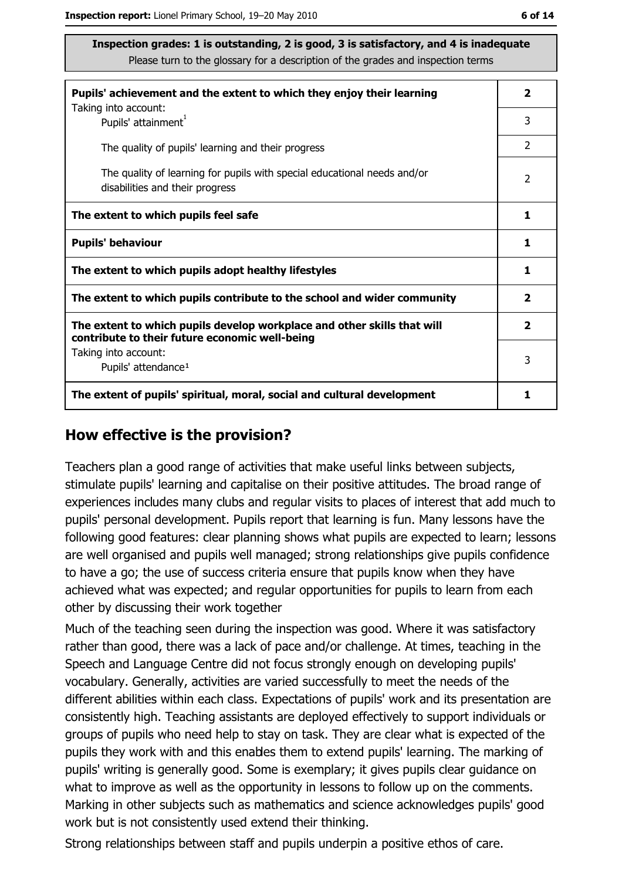**Inspection grades: 1 is outstanding, 2 is good, 3 is satisfactory, and 4 is inadequate**
Please turn to the glossary for a description of the grades and inspection terms

| | |
|---|---|
| **Pupils' achievement and the extent to which they enjoy their learning** | **2** |
| Taking into account: Pupils' attainment[1] | 3 |
| The quality of pupils' learning and their progress | 2 |
| The quality of learning for pupils with special educational needs and/or disabilities and their progress | 2 |
| **The extent to which pupils feel safe** | **1** |
| **Pupils' behaviour** | **1** |
| **The extent to which pupils adopt healthy lifestyles** | **1** |
| **The extent to which pupils contribute to the school and wider community** | **2** |
| **The extent to which pupils develop workplace and other skills that will contribute to their future economic well-being** | **2** |
| Taking into account: Pupils' attendance[1] | 3 |
| **The extent of pupils' spiritual, moral, social and cultural development** | **1** |

## How effective is the provision?

Teachers plan a good range of activities that make useful links between subjects, stimulate pupils' learning and capitalise on their positive attitudes. The broad range of experiences includes many clubs and regular visits to places of interest that add much to pupils' personal development. Pupils report that learning is fun. Many lessons have the following good features: clear planning shows what pupils are expected to learn; lessons are well organised and pupils well managed; strong relationships give pupils confidence to have a go; the use of success criteria ensure that pupils know when they have achieved what was expected; and regular opportunities for pupils to learn from each other by discussing their work together

Much of the teaching seen during the inspection was good. Where it was satisfactory rather than good, there was a lack of pace and/or challenge. At times, teaching in the Speech and Language Centre did not focus strongly enough on developing pupils' vocabulary. Generally, activities are varied successfully to meet the needs of the different abilities within each class. Expectations of pupils' work and its presentation are consistently high. Teaching assistants are deployed effectively to support individuals or groups of pupils who need help to stay on task. They are clear what is expected of the pupils they work with and this enables them to extend pupils' learning. The marking of pupils' writing is generally good. Some is exemplary; it gives pupils clear guidance on what to improve as well as the opportunity in lessons to follow up on the comments. Marking in other subjects such as mathematics and science acknowledges pupils' good work but is not consistently used extend their thinking.

Strong relationships between staff and pupils underpin a positive ethos of care.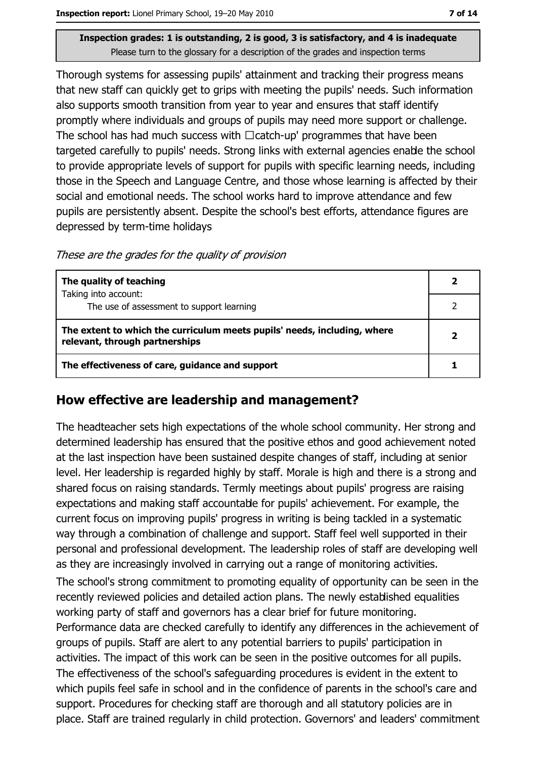**Inspection grades: 1 is outstanding, 2 is good, 3 is satisfactory, and 4 is inadequate**
Please turn to the glossary for a description of the grades and inspection terms

Thorough systems for assessing pupils' attainment and tracking their progress means that new staff can quickly get to grips with meeting the pupils' needs. Such information also supports smooth transition from year to year and ensures that staff identify promptly where individuals and groups of pupils may need more support or challenge. The school has had much success with □catch-up' programmes that have been targeted carefully to pupils' needs. Strong links with external agencies enable the school to provide appropriate levels of support for pupils with specific learning needs, including those in the Speech and Language Centre, and those whose learning is affected by their social and emotional needs. The school works hard to improve attendance and few pupils are persistently absent. Despite the school's best efforts, attendance figures are depressed by term-time holidays

*These are the grades for the quality of provision*

| | |
|---|---|
| **The quality of teaching** | **2** |
| Taking into account: The use of assessment to support learning | 2 |
| **The extent to which the curriculum meets pupils' needs, including, where relevant, through partnerships** | **2** |
| **The effectiveness of care, guidance and support** | **1** |

## How effective are leadership and management?

The headteacher sets high expectations of the whole school community. Her strong and determined leadership has ensured that the positive ethos and good achievement noted at the last inspection have been sustained despite changes of staff, including at senior level. Her leadership is regarded highly by staff. Morale is high and there is a strong and shared focus on raising standards. Termly meetings about pupils' progress are raising expectations and making staff accountable for pupils' achievement. For example, the current focus on improving pupils' progress in writing is being tackled in a systematic way through a combination of challenge and support. Staff feel well supported in their personal and professional development. The leadership roles of staff are developing well as they are increasingly involved in carrying out a range of monitoring activities.

The school's strong commitment to promoting equality of opportunity can be seen in the recently reviewed policies and detailed action plans. The newly established equalities working party of staff and governors has a clear brief for future monitoring. Performance data are checked carefully to identify any differences in the achievement of groups of pupils. Staff are alert to any potential barriers to pupils' participation in activities. The impact of this work can be seen in the positive outcomes for all pupils. The effectiveness of the school's safeguarding procedures is evident in the extent to which pupils feel safe in school and in the confidence of parents in the school's care and support. Procedures for checking staff are thorough and all statutory policies are in place. Staff are trained regularly in child protection. Governors' and leaders' commitment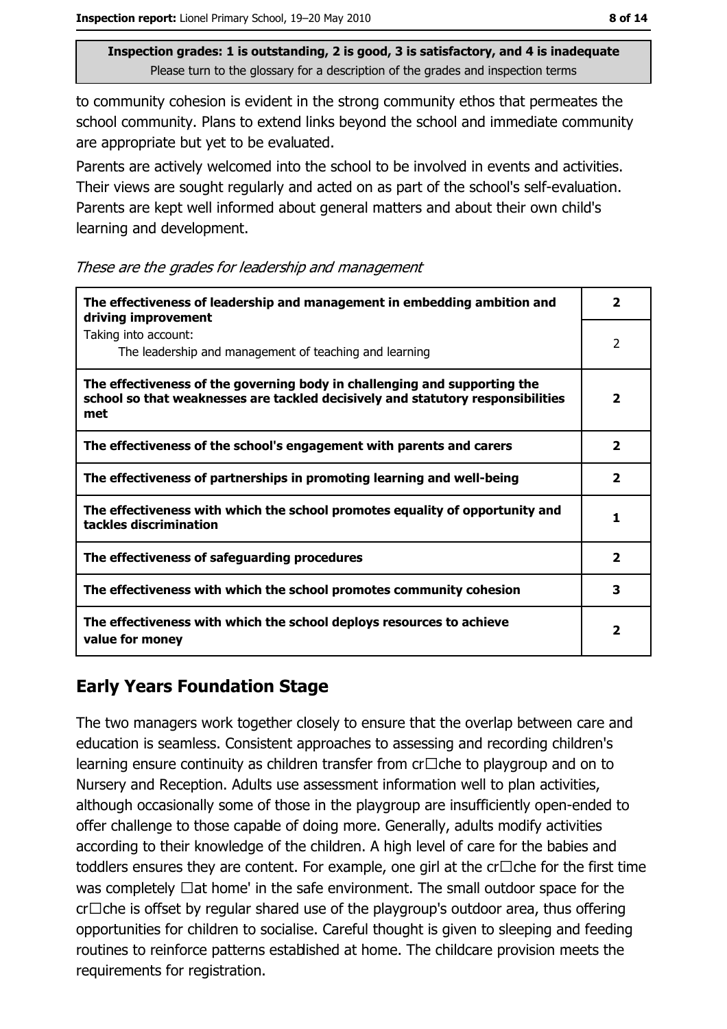Inspection grades: 1 is outstanding, 2 is good, 3 is satisfactory, and 4 is inadequate
Please turn to the glossary for a description of the grades and inspection terms

to community cohesion is evident in the strong community ethos that permeates the school community. Plans to extend links beyond the school and immediate community are appropriate but yet to be evaluated.

Parents are actively welcomed into the school to be involved in events and activities. Their views are sought regularly and acted on as part of the school's self-evaluation. Parents are kept well informed about general matters and about their own child's learning and development.

*These are the grades for leadership and management*

| | |
|---|---|
| **The effectiveness of leadership and management in embedding ambition and driving improvement** | **2** |
| Taking into account: The leadership and management of teaching and learning | 2 |
| **The effectiveness of the governing body in challenging and supporting the school so that weaknesses are tackled decisively and statutory responsibilities met** | **2** |
| **The effectiveness of the school's engagement with parents and carers** | **2** |
| **The effectiveness of partnerships in promoting learning and well-being** | **2** |
| **The effectiveness with which the school promotes equality of opportunity and tackles discrimination** | **1** |
| **The effectiveness of safeguarding procedures** | **2** |
| **The effectiveness with which the school promotes community cohesion** | **3** |
| **The effectiveness with which the school deploys resources to achieve value for money** | **2** |

## Early Years Foundation Stage

The two managers work together closely to ensure that the overlap between care and education is seamless. Consistent approaches to assessing and recording children's learning ensure continuity as children transfer from cr□che to playgroup and on to Nursery and Reception. Adults use assessment information well to plan activities, although occasionally some of those in the playgroup are insufficiently open-ended to offer challenge to those capable of doing more. Generally, adults modify activities according to their knowledge of the children. A high level of care for the babies and toddlers ensures they are content. For example, one girl at the cr□che for the first time was completely □at home' in the safe environment. The small outdoor space for the cr□che is offset by regular shared use of the playgroup's outdoor area, thus offering opportunities for children to socialise. Careful thought is given to sleeping and feeding routines to reinforce patterns established at home. The childcare provision meets the requirements for registration.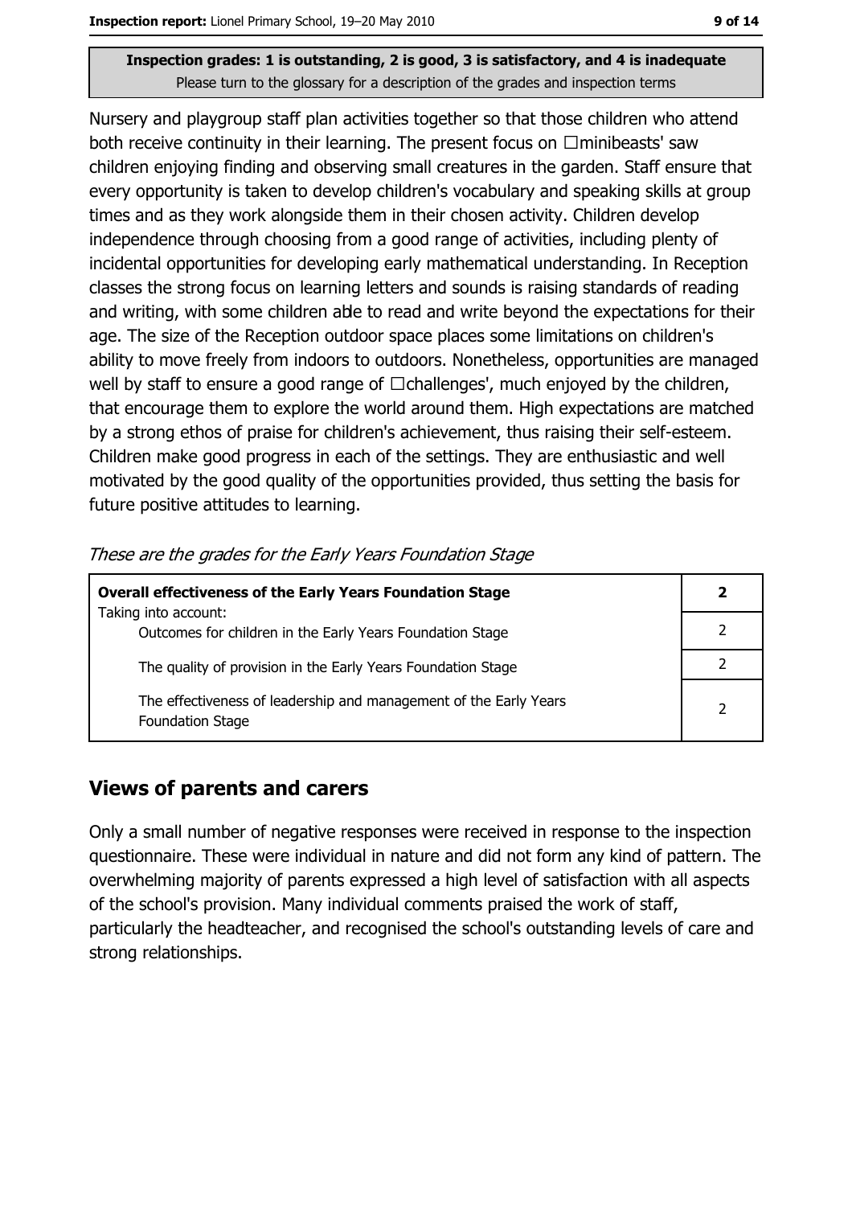Inspection grades: 1 is outstanding, 2 is good, 3 is satisfactory, and 4 is inadequate
Please turn to the glossary for a description of the grades and inspection terms

Nursery and playgroup staff plan activities together so that those children who attend both receive continuity in their learning. The present focus on 'minibeasts' saw children enjoying finding and observing small creatures in the garden. Staff ensure that every opportunity is taken to develop children's vocabulary and speaking skills at group times and as they work alongside them in their chosen activity. Children develop independence through choosing from a good range of activities, including plenty of incidental opportunities for developing early mathematical understanding. In Reception classes the strong focus on learning letters and sounds is raising standards of reading and writing, with some children able to read and write beyond the expectations for their age. The size of the Reception outdoor space places some limitations on children's ability to move freely from indoors to outdoors. Nonetheless, opportunities are managed well by staff to ensure a good range of 'challenges', much enjoyed by the children, that encourage them to explore the world around them. High expectations are matched by a strong ethos of praise for children's achievement, thus raising their self-esteem. Children make good progress in each of the settings. They are enthusiastic and well motivated by the good quality of the opportunities provided, thus setting the basis for future positive attitudes to learning.

*These are the grades for the Early Years Foundation Stage*

| **Overall effectiveness of the Early Years Foundation Stage** | **2** |
|---|---|
| Taking into account: Outcomes for children in the Early Years Foundation Stage | 2 |
| The quality of provision in the Early Years Foundation Stage | 2 |
| The effectiveness of leadership and management of the Early Years Foundation Stage | 2 |

## Views of parents and carers

Only a small number of negative responses were received in response to the inspection questionnaire. These were individual in nature and did not form any kind of pattern. The overwhelming majority of parents expressed a high level of satisfaction with all aspects of the school's provision. Many individual comments praised the work of staff, particularly the headteacher, and recognised the school's outstanding levels of care and strong relationships.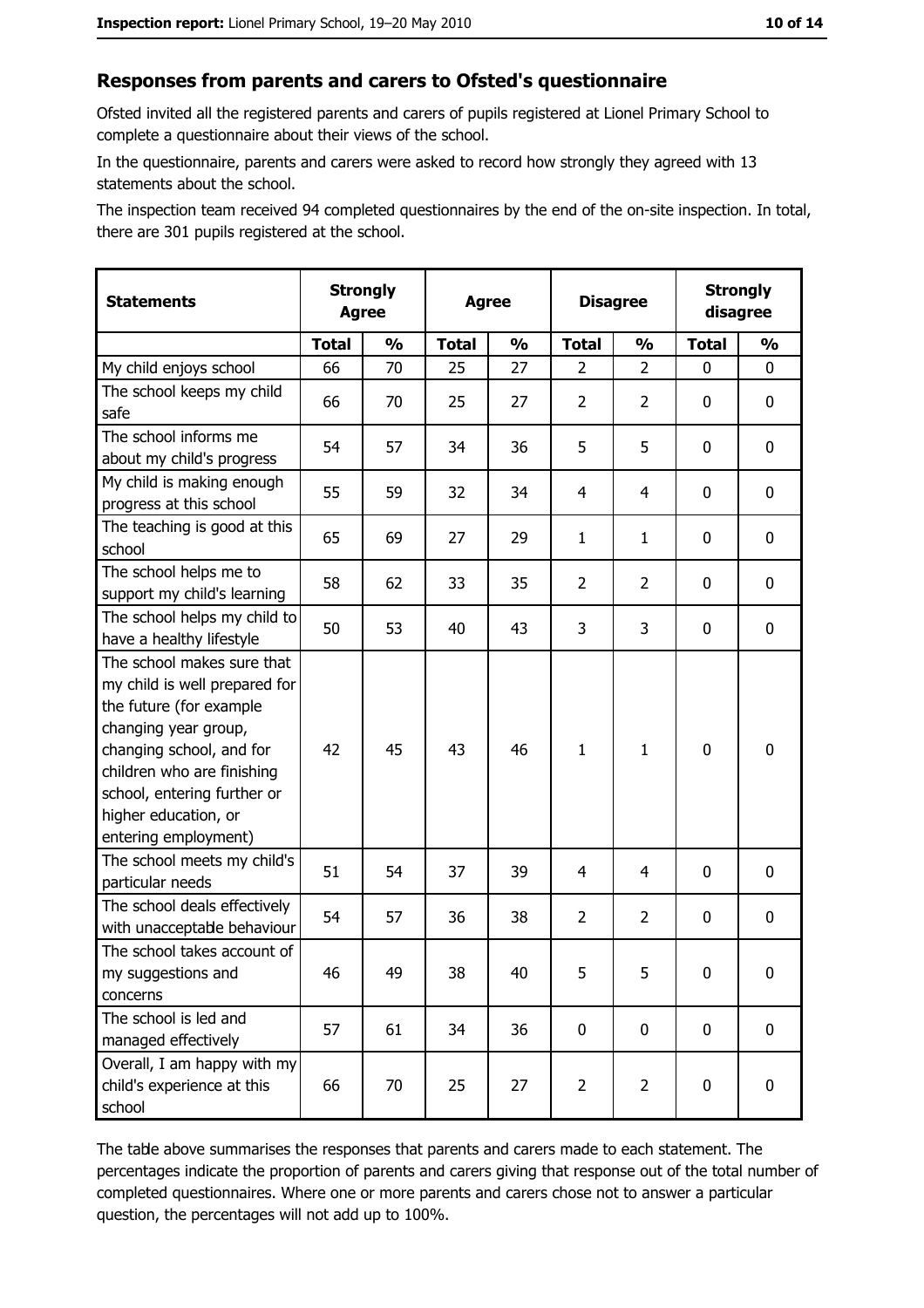## Responses from parents and carers to Ofsted's questionnaire

Ofsted invited all the registered parents and carers of pupils registered at Lionel Primary School to complete a questionnaire about their views of the school.

In the questionnaire, parents and carers were asked to record how strongly they agreed with 13 statements about the school.

The inspection team received 94 completed questionnaires by the end of the on-site inspection. In total, there are 301 pupils registered at the school.

| Statements | Strongly Agree | | Agree | | Disagree | | Strongly disagree | |
|---|---|---|---|---|---|---|---|---|
| | Total | % | Total | % | Total | % | Total | % |
| My child enjoys school | 66 | 70 | 25 | 27 | 2 | 2 | 0 | 0 |
| The school keeps my child safe | 66 | 70 | 25 | 27 | 2 | 2 | 0 | 0 |
| The school informs me about my child's progress | 54 | 57 | 34 | 36 | 5 | 5 | 0 | 0 |
| My child is making enough progress at this school | 55 | 59 | 32 | 34 | 4 | 4 | 0 | 0 |
| The teaching is good at this school | 65 | 69 | 27 | 29 | 1 | 1 | 0 | 0 |
| The school helps me to support my child's learning | 58 | 62 | 33 | 35 | 2 | 2 | 0 | 0 |
| The school helps my child to have a healthy lifestyle | 50 | 53 | 40 | 43 | 3 | 3 | 0 | 0 |
| The school makes sure that my child is well prepared for the future (for example changing year group, changing school, and for children who are finishing school, entering further or higher education, or entering employment) | 42 | 45 | 43 | 46 | 1 | 1 | 0 | 0 |
| The school meets my child's particular needs | 51 | 54 | 37 | 39 | 4 | 4 | 0 | 0 |
| The school deals effectively with unacceptable behaviour | 54 | 57 | 36 | 38 | 2 | 2 | 0 | 0 |
| The school takes account of my suggestions and concerns | 46 | 49 | 38 | 40 | 5 | 5 | 0 | 0 |
| The school is led and managed effectively | 57 | 61 | 34 | 36 | 0 | 0 | 0 | 0 |
| Overall, I am happy with my child's experience at this school | 66 | 70 | 25 | 27 | 2 | 2 | 0 | 0 |

The table above summarises the responses that parents and carers made to each statement. The percentages indicate the proportion of parents and carers giving that response out of the total number of completed questionnaires. Where one or more parents and carers chose not to answer a particular question, the percentages will not add up to 100%.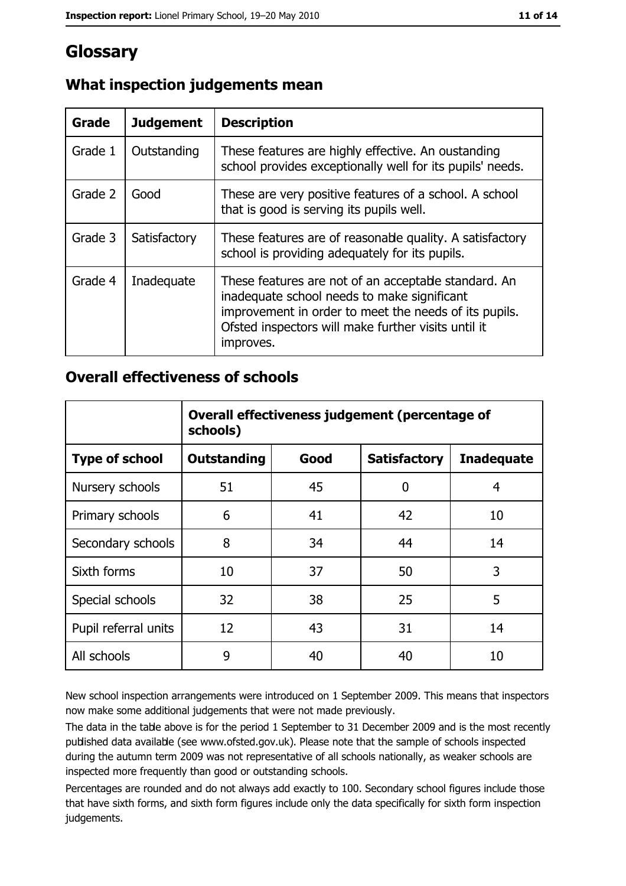# Glossary

## What inspection judgements mean

| Grade | Judgement | Description |
| --- | --- | --- |
| Grade 1 | Outstanding | These features are highly effective. An oustanding school provides exceptionally well for its pupils' needs. |
| Grade 2 | Good | These are very positive features of a school. A school that is good is serving its pupils well. |
| Grade 3 | Satisfactory | These features are of reasonable quality. A satisfactory school is providing adequately for its pupils. |
| Grade 4 | Inadequate | These features are not of an acceptable standard. An inadequate school needs to make significant improvement in order to meet the needs of its pupils. Ofsted inspectors will make further visits until it improves. |

## Overall effectiveness of schools

| | Overall effectiveness judgement (percentage of schools) | | | |
| --- | --- | --- | --- | --- |
| **Type of school** | **Outstanding** | **Good** | **Satisfactory** | **Inadequate** |
| Nursery schools | 51 | 45 | 0 | 4 |
| Primary schools | 6 | 41 | 42 | 10 |
| Secondary schools | 8 | 34 | 44 | 14 |
| Sixth forms | 10 | 37 | 50 | 3 |
| Special schools | 32 | 38 | 25 | 5 |
| Pupil referral units | 12 | 43 | 31 | 14 |
| All schools | 9 | 40 | 40 | 10 |

New school inspection arrangements were introduced on 1 September 2009. This means that inspectors now make some additional judgements that were not made previously.

The data in the table above is for the period 1 September to 31 December 2009 and is the most recently published data available (see www.ofsted.gov.uk). Please note that the sample of schools inspected during the autumn term 2009 was not representative of all schools nationally, as weaker schools are inspected more frequently than good or outstanding schools.

Percentages are rounded and do not always add exactly to 100. Secondary school figures include those that have sixth forms, and sixth form figures include only the data specifically for sixth form inspection judgements.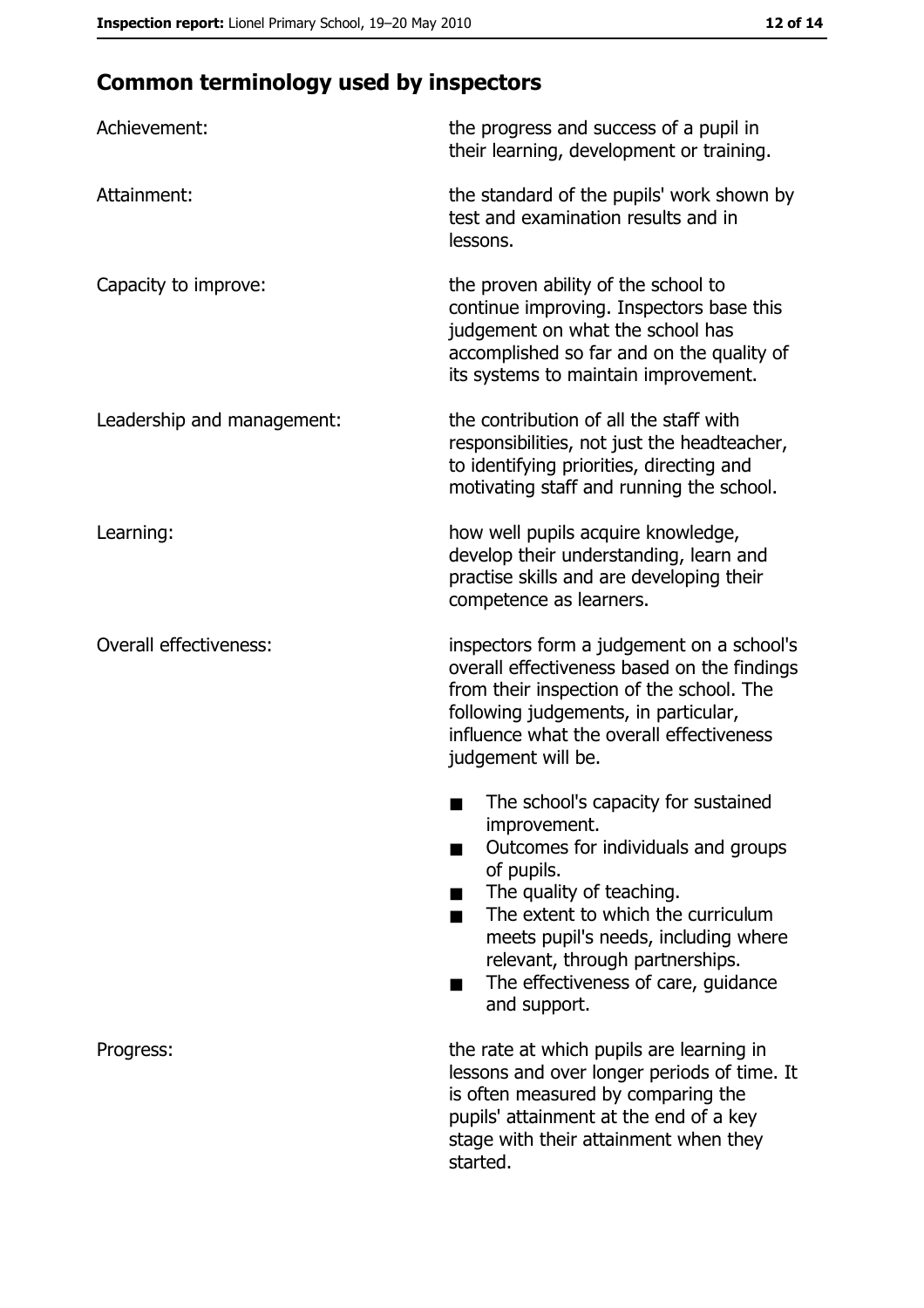## Common terminology used by inspectors

| | |
|---|---|
| Achievement: | the progress and success of a pupil in their learning, development or training. |
| Attainment: | the standard of the pupils' work shown by test and examination results and in lessons. |
| Capacity to improve: | the proven ability of the school to continue improving. Inspectors base this judgement on what the school has accomplished so far and on the quality of its systems to maintain improvement. |
| Leadership and management: | the contribution of all the staff with responsibilities, not just the headteacher, to identifying priorities, directing and motivating staff and running the school. |
| Learning: | how well pupils acquire knowledge, develop their understanding, learn and practise skills and are developing their competence as learners. |
| Overall effectiveness: | inspectors form a judgement on a school's overall effectiveness based on the findings from their inspection of the school. The following judgements, in particular, influence what the overall effectiveness judgement will be.<br>■ The school's capacity for sustained improvement.<br>■ Outcomes for individuals and groups of pupils.<br>■ The quality of teaching.<br>■ The extent to which the curriculum meets pupil's needs, including where relevant, through partnerships.<br>■ The effectiveness of care, guidance and support. |
| Progress: | the rate at which pupils are learning in lessons and over longer periods of time. It is often measured by comparing the pupils' attainment at the end of a key stage with their attainment when they started. |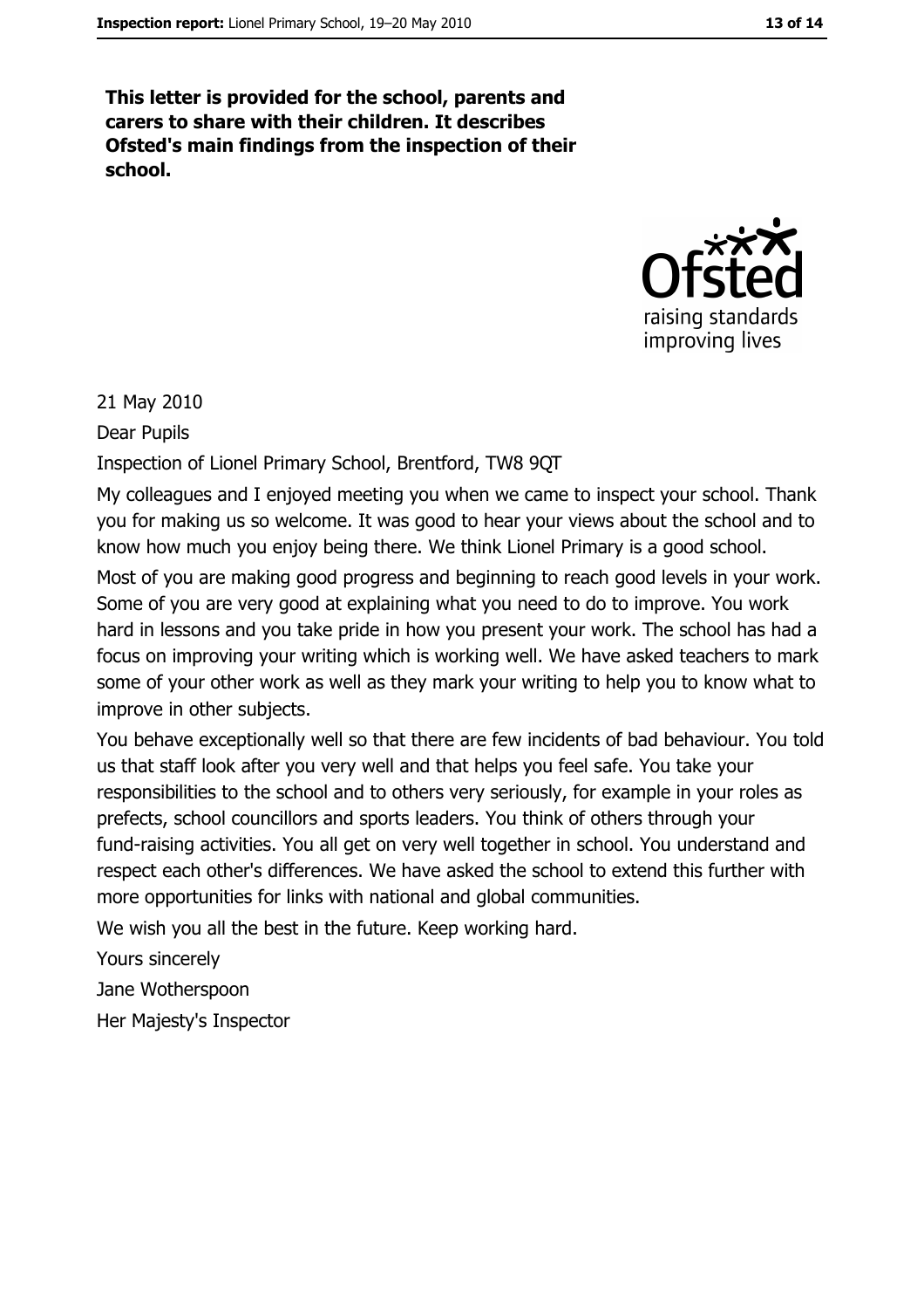**This letter is provided for the school, parents and carers to share with their children. It describes Ofsted's main findings from the inspection of their school.**

21 May 2010

Dear Pupils

Inspection of Lionel Primary School, Brentford, TW8 9QT

My colleagues and I enjoyed meeting you when we came to inspect your school. Thank you for making us so welcome. It was good to hear your views about the school and to know how much you enjoy being there. We think Lionel Primary is a good school.

Most of you are making good progress and beginning to reach good levels in your work. Some of you are very good at explaining what you need to do to improve. You work hard in lessons and you take pride in how you present your work. The school has had a focus on improving your writing which is working well. We have asked teachers to mark some of your other work as well as they mark your writing to help you to know what to improve in other subjects.

You behave exceptionally well so that there are few incidents of bad behaviour. You told us that staff look after you very well and that helps you feel safe. You take your responsibilities to the school and to others very seriously, for example in your roles as prefects, school councillors and sports leaders. You think of others through your fund-raising activities. You all get on very well together in school. You understand and respect each other's differences. We have asked the school to extend this further with more opportunities for links with national and global communities.

We wish you all the best in the future. Keep working hard.

Yours sincerely

Jane Wotherspoon

Her Majesty's Inspector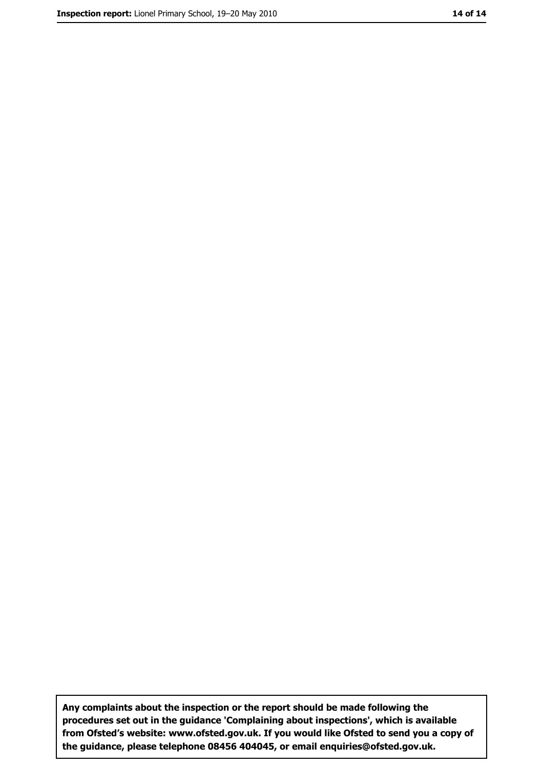**Any complaints about the inspection or the report should be made following the procedures set out in the guidance 'Complaining about inspections', which is available from Ofsted's website: www.ofsted.gov.uk. If you would like Ofsted to send you a copy of the guidance, please telephone 08456 404045, or email enquiries@ofsted.gov.uk.**